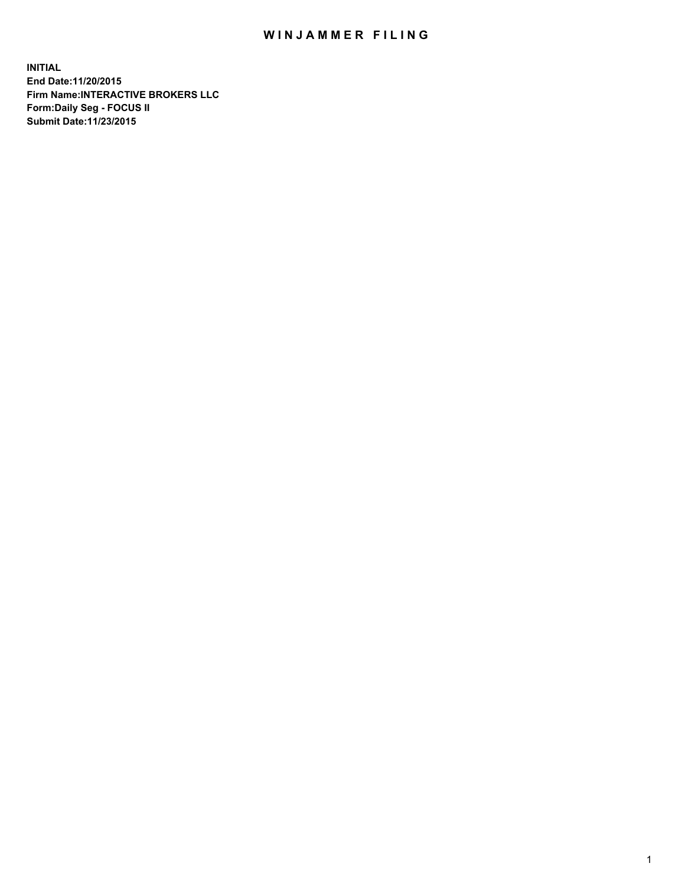# WINJAMMER FILING

**INITIAL**
**End Date:11/20/2015**
**Firm Name:INTERACTIVE BROKERS LLC**
**Form:Daily Seg - FOCUS II**
**Submit Date:11/23/2015**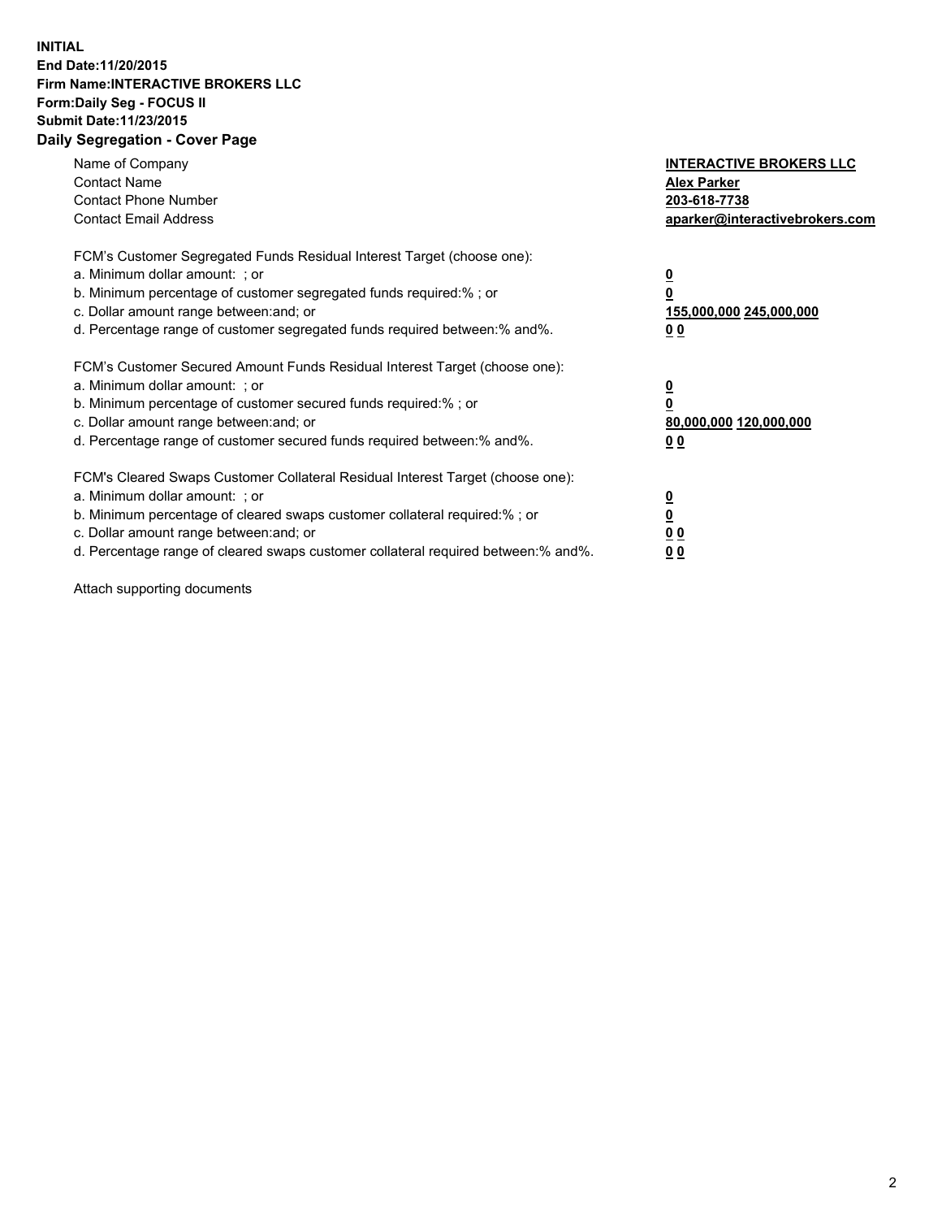**INITIAL**
**End Date:11/20/2015**
**Firm Name:INTERACTIVE BROKERS LLC**
**Form:Daily Seg - FOCUS II**
**Submit Date:11/23/2015**

## Daily Segregation - Cover Page

| | |
|---|---|
| Name of Company | **INTERACTIVE BROKERS LLC** |
| Contact Name | **Alex Parker** |
| Contact Phone Number | **203-618-7738** |
| Contact Email Address | **aparker@interactivebrokers.com** |

FCM's Customer Segregated Funds Residual Interest Target (choose one):

| | |
|---|---|
| a. Minimum dollar amount: ; or | **0** |
| b. Minimum percentage of customer segregated funds required:% ; or | **0** |
| c. Dollar amount range between:and; or | **155,000,000 245,000,000** |
| d. Percentage range of customer segregated funds required between:% and%. | **0 0** |

FCM's Customer Secured Amount Funds Residual Interest Target (choose one):

| | |
|---|---|
| a. Minimum dollar amount: ; or | **0** |
| b. Minimum percentage of customer secured funds required:% ; or | **0** |
| c. Dollar amount range between:and; or | **80,000,000 120,000,000** |
| d. Percentage range of customer secured funds required between:% and%. | **0 0** |

FCM's Cleared Swaps Customer Collateral Residual Interest Target (choose one):

| | |
|---|---|
| a. Minimum dollar amount: ; or | **0** |
| b. Minimum percentage of cleared swaps customer collateral required:% ; or | **0** |
| c. Dollar amount range between:and; or | **0 0** |
| d. Percentage range of cleared swaps customer collateral required between:% and%. | **0 0** |

Attach supporting documents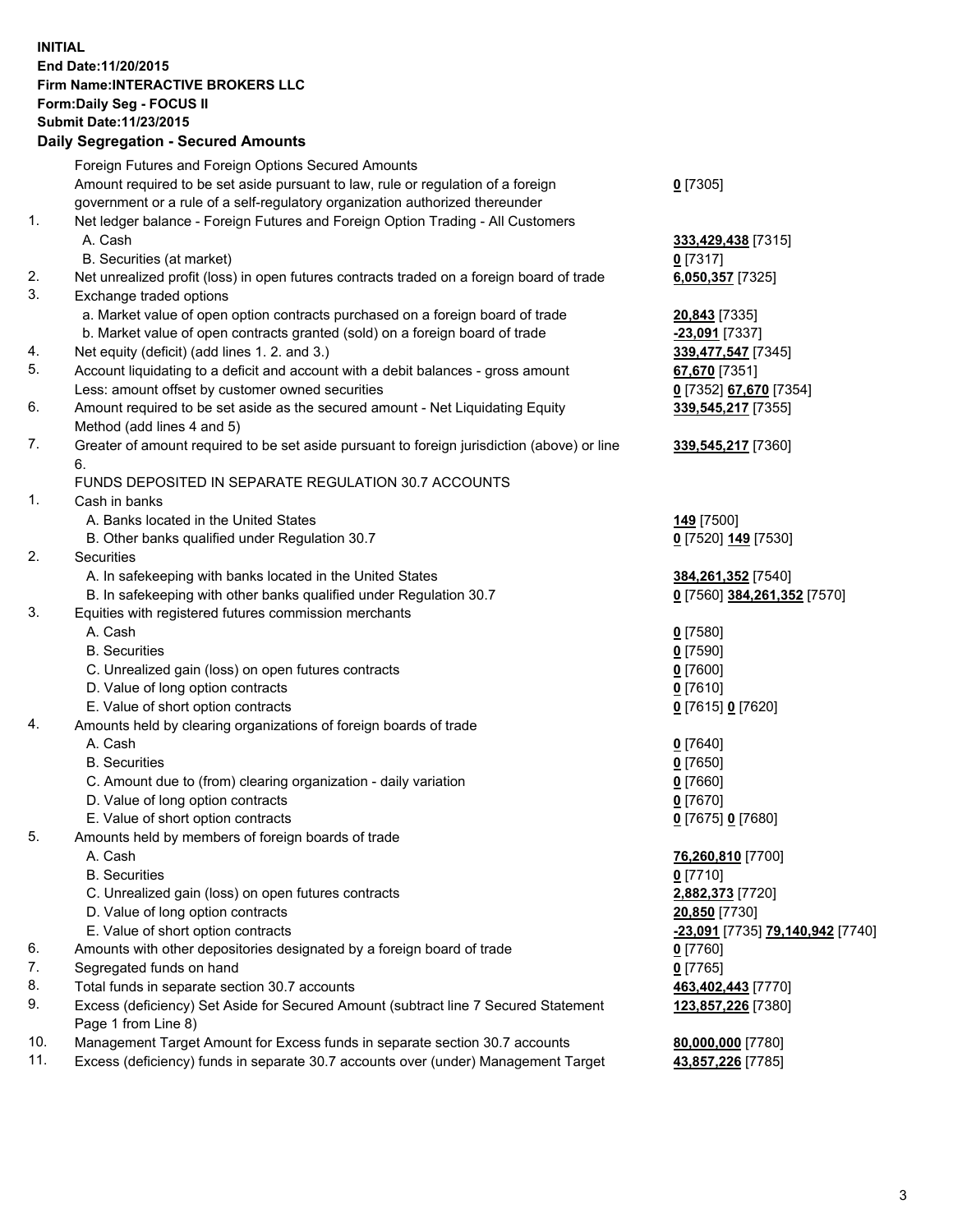**INITIAL**
**End Date:11/20/2015**
**Firm Name:INTERACTIVE BROKERS LLC**
**Form:Daily Seg - FOCUS II**
**Submit Date:11/23/2015**

## Daily Segregation - Secured Amounts

| | | |
|---|---|---|
| | Foreign Futures and Foreign Options Secured Amounts | |
| | Amount required to be set aside pursuant to law, rule or regulation of a foreign government or a rule of a self-regulatory organization authorized thereunder | **0** [7305] |
| 1. | Net ledger balance - Foreign Futures and Foreign Option Trading - All Customers | |
| | A. Cash | **333,429,438** [7315] |
| | B. Securities (at market) | **0** [7317] |
| 2. | Net unrealized profit (loss) in open futures contracts traded on a foreign board of trade | **6,050,357** [7325] |
| 3. | Exchange traded options | |
| | a. Market value of open option contracts purchased on a foreign board of trade | **20,843** [7335] |
| | b. Market value of open contracts granted (sold) on a foreign board of trade | **-23,091** [7337] |
| 4. | Net equity (deficit) (add lines 1. 2. and 3.) | **339,477,547** [7345] |
| 5. | Account liquidating to a deficit and account with a debit balances - gross amount | **67,670** [7351] |
| | Less: amount offset by customer owned securities | **0** [7352] **67,670** [7354] |
| 6. | Amount required to be set aside as the secured amount - Net Liquidating Equity Method (add lines 4 and 5) | **339,545,217** [7355] |
| 7. | Greater of amount required to be set aside pursuant to foreign jurisdiction (above) or line 6. | **339,545,217** [7360] |
| | FUNDS DEPOSITED IN SEPARATE REGULATION 30.7 ACCOUNTS | |
| 1. | Cash in banks | |
| | A. Banks located in the United States | **149** [7500] |
| | B. Other banks qualified under Regulation 30.7 | **0** [7520] **149** [7530] |
| 2. | Securities | |
| | A. In safekeeping with banks located in the United States | **384,261,352** [7540] |
| | B. In safekeeping with other banks qualified under Regulation 30.7 | **0** [7560] **384,261,352** [7570] |
| 3. | Equities with registered futures commission merchants | |
| | A. Cash | **0** [7580] |
| | B. Securities | **0** [7590] |
| | C. Unrealized gain (loss) on open futures contracts | **0** [7600] |
| | D. Value of long option contracts | **0** [7610] |
| | E. Value of short option contracts | **0** [7615] **0** [7620] |
| 4. | Amounts held by clearing organizations of foreign boards of trade | |
| | A. Cash | **0** [7640] |
| | B. Securities | **0** [7650] |
| | C. Amount due to (from) clearing organization - daily variation | **0** [7660] |
| | D. Value of long option contracts | **0** [7670] |
| | E. Value of short option contracts | **0** [7675] **0** [7680] |
| 5. | Amounts held by members of foreign boards of trade | |
| | A. Cash | **76,260,810** [7700] |
| | B. Securities | **0** [7710] |
| | C. Unrealized gain (loss) on open futures contracts | **2,882,373** [7720] |
| | D. Value of long option contracts | **20,850** [7730] |
| | E. Value of short option contracts | **-23,091** [7735] **79,140,942** [7740] |
| 6. | Amounts with other depositories designated by a foreign board of trade | **0** [7760] |
| 7. | Segregated funds on hand | **0** [7765] |
| 8. | Total funds in separate section 30.7 accounts | **463,402,443** [7770] |
| 9. | Excess (deficiency) Set Aside for Secured Amount (subtract line 7 Secured Statement Page 1 from Line 8) | **123,857,226** [7380] |
| 10. | Management Target Amount for Excess funds in separate section 30.7 accounts | **80,000,000** [7780] |
| 11. | Excess (deficiency) funds in separate 30.7 accounts over (under) Management Target | **43,857,226** [7785] |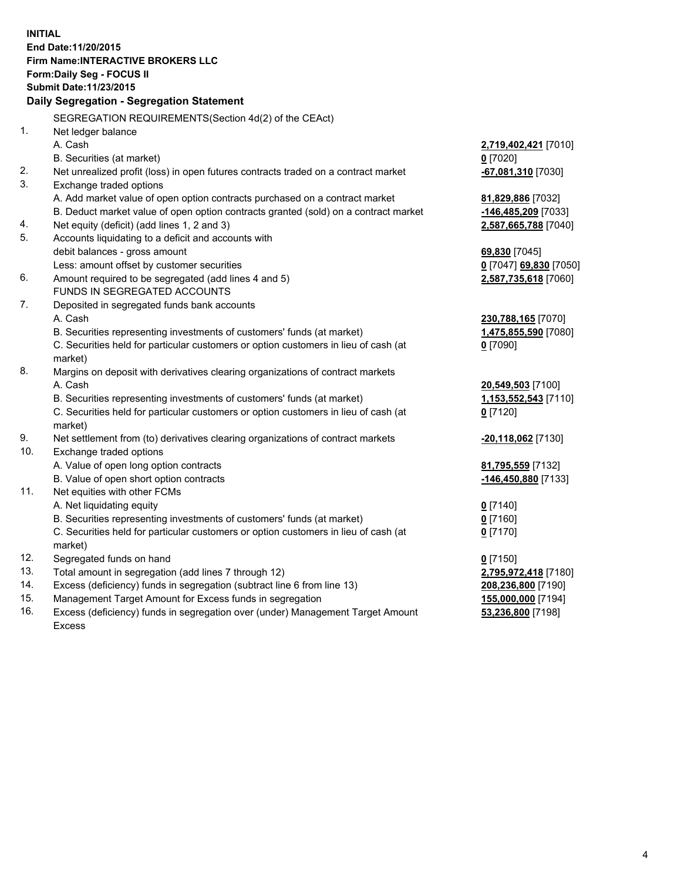**INITIAL**
**End Date:11/20/2015**
**Firm Name:INTERACTIVE BROKERS LLC**
**Form:Daily Seg - FOCUS II**
**Submit Date:11/23/2015**

### Daily Segregation - Segregation Statement

SEGREGATION REQUIREMENTS(Section 4d(2) of the CEAct)

| | | |
|---|---|---|
| 1. | Net ledger balance | |
| | A. Cash | **2,719,402,421** [7010] |
| | B. Securities (at market) | **0** [7020] |
| 2. | Net unrealized profit (loss) in open futures contracts traded on a contract market | **-67,081,310** [7030] |
| 3. | Exchange traded options | |
| | A. Add market value of open option contracts purchased on a contract market | **81,829,886** [7032] |
| | B. Deduct market value of open option contracts granted (sold) on a contract market | **-146,485,209** [7033] |
| 4. | Net equity (deficit) (add lines 1, 2 and 3) | **2,587,665,788** [7040] |
| 5. | Accounts liquidating to a deficit and accounts with | |
| | debit balances - gross amount | **69,830** [7045] |
| | Less: amount offset by customer securities | **0** [7047] **69,830** [7050] |
| 6. | Amount required to be segregated (add lines 4 and 5) | **2,587,735,618** [7060] |
| | FUNDS IN SEGREGATED ACCOUNTS | |
| 7. | Deposited in segregated funds bank accounts | |
| | A. Cash | **230,788,165** [7070] |
| | B. Securities representing investments of customers' funds (at market) | **1,475,855,590** [7080] |
| | C. Securities held for particular customers or option customers in lieu of cash (at market) | **0** [7090] |
| 8. | Margins on deposit with derivatives clearing organizations of contract markets | |
| | A. Cash | **20,549,503** [7100] |
| | B. Securities representing investments of customers' funds (at market) | **1,153,552,543** [7110] |
| | C. Securities held for particular customers or option customers in lieu of cash (at market) | **0** [7120] |
| 9. | Net settlement from (to) derivatives clearing organizations of contract markets | **-20,118,062** [7130] |
| 10. | Exchange traded options | |
| | A. Value of open long option contracts | **81,795,559** [7132] |
| | B. Value of open short option contracts | **-146,450,880** [7133] |
| 11. | Net equities with other FCMs | |
| | A. Net liquidating equity | **0** [7140] |
| | B. Securities representing investments of customers' funds (at market) | **0** [7160] |
| | C. Securities held for particular customers or option customers in lieu of cash (at market) | **0** [7170] |
| 12. | Segregated funds on hand | **0** [7150] |
| 13. | Total amount in segregation (add lines 7 through 12) | **2,795,972,418** [7180] |
| 14. | Excess (deficiency) funds in segregation (subtract line 6 from line 13) | **208,236,800** [7190] |
| 15. | Management Target Amount for Excess funds in segregation | **155,000,000** [7194] |
| 16. | Excess (deficiency) funds in segregation over (under) Management Target Amount Excess | **53,236,800** [7198] |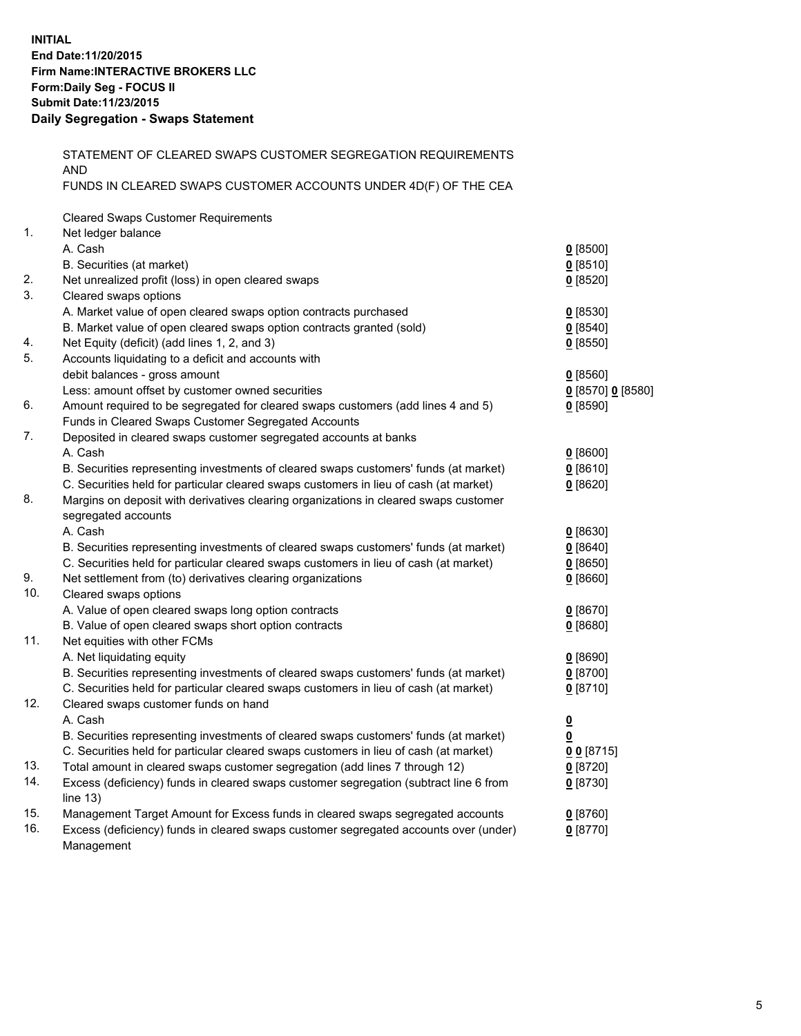**INITIAL**
**End Date:11/20/2015**
**Firm Name:INTERACTIVE BROKERS LLC**
**Form:Daily Seg - FOCUS II**
**Submit Date:11/23/2015**
**Daily Segregation - Swaps Statement**

STATEMENT OF CLEARED SWAPS CUSTOMER SEGREGATION REQUIREMENTS
AND
FUNDS IN CLEARED SWAPS CUSTOMER ACCOUNTS UNDER 4D(F) OF THE CEA

| | | |
|---|---|---|
| | Cleared Swaps Customer Requirements | |
| 1. | Net ledger balance | |
| | A. Cash | 0 [8500] |
| | B. Securities (at market) | 0 [8510] |
| 2. | Net unrealized profit (loss) in open cleared swaps | 0 [8520] |
| 3. | Cleared swaps options | |
| | A. Market value of open cleared swaps option contracts purchased | 0 [8530] |
| | B. Market value of open cleared swaps option contracts granted (sold) | 0 [8540] |
| 4. | Net Equity (deficit) (add lines 1, 2, and 3) | 0 [8550] |
| 5. | Accounts liquidating to a deficit and accounts with | |
| | debit balances - gross amount | 0 [8560] |
| | Less: amount offset by customer owned securities | 0 [8570] 0 [8580] |
| 6. | Amount required to be segregated for cleared swaps customers (add lines 4 and 5) | 0 [8590] |
| | Funds in Cleared Swaps Customer Segregated Accounts | |
| 7. | Deposited in cleared swaps customer segregated accounts at banks | |
| | A. Cash | 0 [8600] |
| | B. Securities representing investments of cleared swaps customers' funds (at market) | 0 [8610] |
| | C. Securities held for particular cleared swaps customers in lieu of cash (at market) | 0 [8620] |
| 8. | Margins on deposit with derivatives clearing organizations in cleared swaps customer segregated accounts | |
| | A. Cash | 0 [8630] |
| | B. Securities representing investments of cleared swaps customers' funds (at market) | 0 [8640] |
| | C. Securities held for particular cleared swaps customers in lieu of cash (at market) | 0 [8650] |
| 9. | Net settlement from (to) derivatives clearing organizations | 0 [8660] |
| 10. | Cleared swaps options | |
| | A. Value of open cleared swaps long option contracts | 0 [8670] |
| | B. Value of open cleared swaps short option contracts | 0 [8680] |
| 11. | Net equities with other FCMs | |
| | A. Net liquidating equity | 0 [8690] |
| | B. Securities representing investments of cleared swaps customers' funds (at market) | 0 [8700] |
| | C. Securities held for particular cleared swaps customers in lieu of cash (at market) | 0 [8710] |
| 12. | Cleared swaps customer funds on hand | |
| | A. Cash | 0 |
| | B. Securities representing investments of cleared swaps customers' funds (at market) | 0 |
| | C. Securities held for particular cleared swaps customers in lieu of cash (at market) | 0 0 [8715] |
| 13. | Total amount in cleared swaps customer segregation (add lines 7 through 12) | 0 [8720] |
| 14. | Excess (deficiency) funds in cleared swaps customer segregation (subtract line 6 from line 13) | 0 [8730] |
| 15. | Management Target Amount for Excess funds in cleared swaps segregated accounts | 0 [8760] |
| 16. | Excess (deficiency) funds in cleared swaps customer segregated accounts over (under) Management | 0 [8770] |